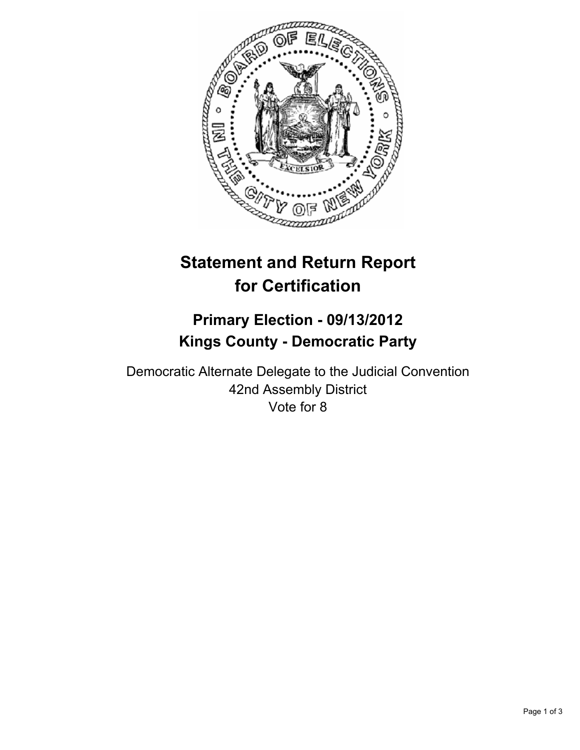# Statement and Return Report for Certification

## Primary Election - 09/13/2012
## Kings County - Democratic Party

Democratic Alternate Delegate to the Judicial Convention
42nd Assembly District
Vote for 8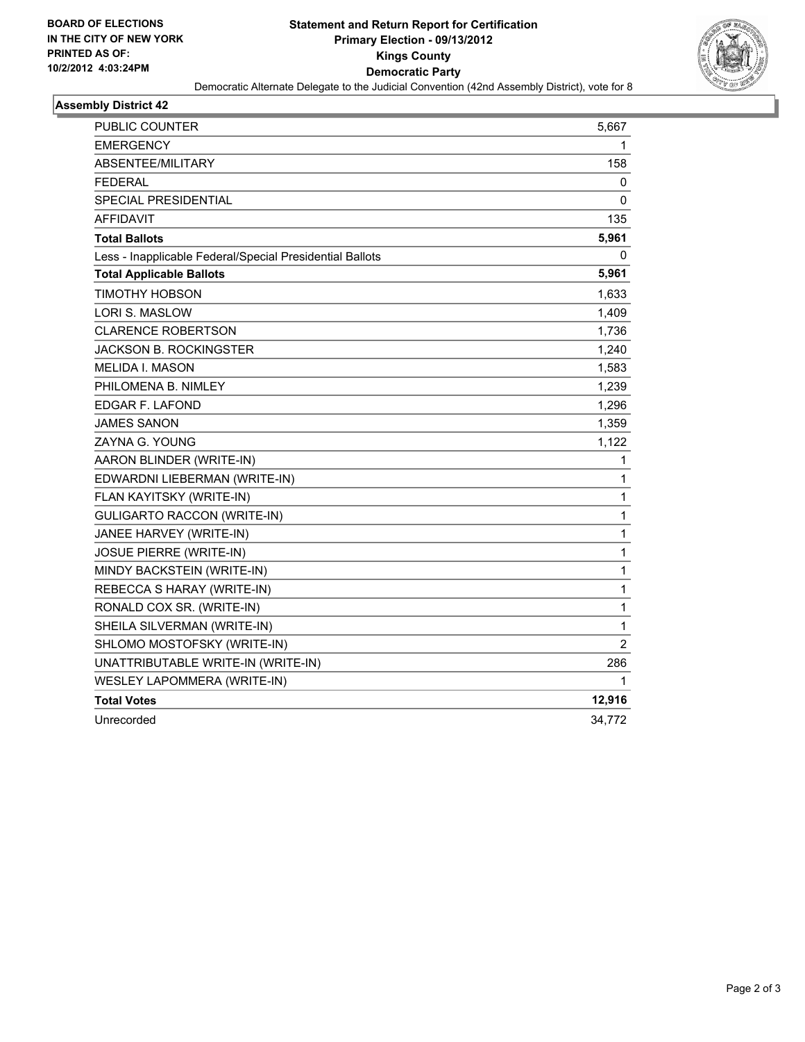**BOARD OF ELECTIONS IN THE CITY OF NEW YORK PRINTED AS OF: 10/2/2012 4:03:24PM**

# Statement and Return Report for Certification
## Primary Election - 09/13/2012
## Kings County
## Democratic Party

Democratic Alternate Delegate to the Judicial Convention (42nd Assembly District), vote for 8

### Assembly District 42

| | |
|---|---|
| PUBLIC COUNTER | 5,667 |
| EMERGENCY | 1 |
| ABSENTEE/MILITARY | 158 |
| FEDERAL | 0 |
| SPECIAL PRESIDENTIAL | 0 |
| AFFIDAVIT | 135 |
| **Total Ballots** | **5,961** |
| Less - Inapplicable Federal/Special Presidential Ballots | 0 |
| **Total Applicable Ballots** | **5,961** |
| TIMOTHY HOBSON | 1,633 |
| LORI S. MASLOW | 1,409 |
| CLARENCE ROBERTSON | 1,736 |
| JACKSON B. ROCKINGSTER | 1,240 |
| MELIDA I. MASON | 1,583 |
| PHILOMENA B. NIMLEY | 1,239 |
| EDGAR F. LAFOND | 1,296 |
| JAMES SANON | 1,359 |
| ZAYNA G. YOUNG | 1,122 |
| AARON BLINDER (WRITE-IN) | 1 |
| EDWARDNI LIEBERMAN (WRITE-IN) | 1 |
| FLAN KAYITSKY (WRITE-IN) | 1 |
| GULIGARTO RACCON (WRITE-IN) | 1 |
| JANEE HARVEY (WRITE-IN) | 1 |
| JOSUE PIERRE (WRITE-IN) | 1 |
| MINDY BACKSTEIN (WRITE-IN) | 1 |
| REBECCA S HARAY (WRITE-IN) | 1 |
| RONALD COX SR. (WRITE-IN) | 1 |
| SHEILA SILVERMAN (WRITE-IN) | 1 |
| SHLOMO MOSTOFSKY (WRITE-IN) | 2 |
| UNATTRIBUTABLE WRITE-IN (WRITE-IN) | 286 |
| WESLEY LAPOMMERA (WRITE-IN) | 1 |
| **Total Votes** | **12,916** |
| Unrecorded | 34,772 |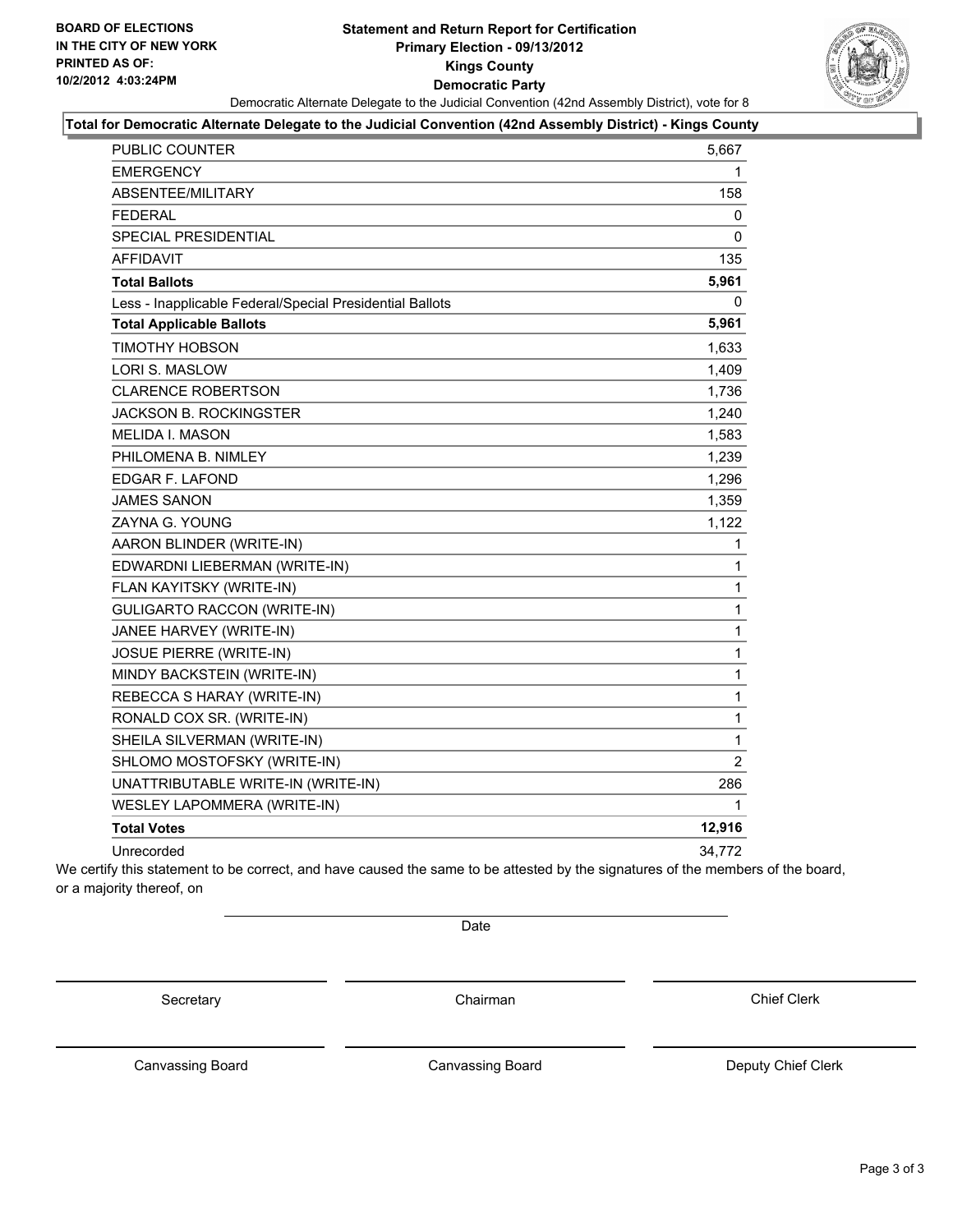**BOARD OF ELECTIONS IN THE CITY OF NEW YORK PRINTED AS OF: 10/2/2012 4:03:24PM**

# Statement and Return Report for Certification
## Primary Election - 09/13/2012
## Kings County
## Democratic Party

Democratic Alternate Delegate to the Judicial Convention (42nd Assembly District), vote for 8

**Total for Democratic Alternate Delegate to the Judicial Convention (42nd Assembly District) - Kings County**

| | |
|---|---|
| PUBLIC COUNTER | 5,667 |
| EMERGENCY | 1 |
| ABSENTEE/MILITARY | 158 |
| FEDERAL | 0 |
| SPECIAL PRESIDENTIAL | 0 |
| AFFIDAVIT | 135 |
| **Total Ballots** | **5,961** |
| Less - Inapplicable Federal/Special Presidential Ballots | 0 |
| **Total Applicable Ballots** | **5,961** |
| TIMOTHY HOBSON | 1,633 |
| LORI S. MASLOW | 1,409 |
| CLARENCE ROBERTSON | 1,736 |
| JACKSON B. ROCKINGSTER | 1,240 |
| MELIDA I. MASON | 1,583 |
| PHILOMENA B. NIMLEY | 1,239 |
| EDGAR F. LAFOND | 1,296 |
| JAMES SANON | 1,359 |
| ZAYNA G. YOUNG | 1,122 |
| AARON BLINDER (WRITE-IN) | 1 |
| EDWARDNI LIEBERMAN (WRITE-IN) | 1 |
| FLAN KAYITSKY (WRITE-IN) | 1 |
| GULIGARTO RACCON (WRITE-IN) | 1 |
| JANEE HARVEY (WRITE-IN) | 1 |
| JOSUE PIERRE (WRITE-IN) | 1 |
| MINDY BACKSTEIN (WRITE-IN) | 1 |
| REBECCA S HARAY (WRITE-IN) | 1 |
| RONALD COX SR. (WRITE-IN) | 1 |
| SHEILA SILVERMAN (WRITE-IN) | 1 |
| SHLOMO MOSTOFSKY (WRITE-IN) | 2 |
| UNATTRIBUTABLE WRITE-IN (WRITE-IN) | 286 |
| WESLEY LAPOMMERA (WRITE-IN) | 1 |
| **Total Votes** | **12,916** |
| Unrecorded | 34,772 |

We certify this statement to be correct, and have caused the same to be attested by the signatures of the members of the board, or a majority thereof, on

Date

Secretary | Chairman | Chief Clerk

Canvassing Board | Canvassing Board | Deputy Chief Clerk